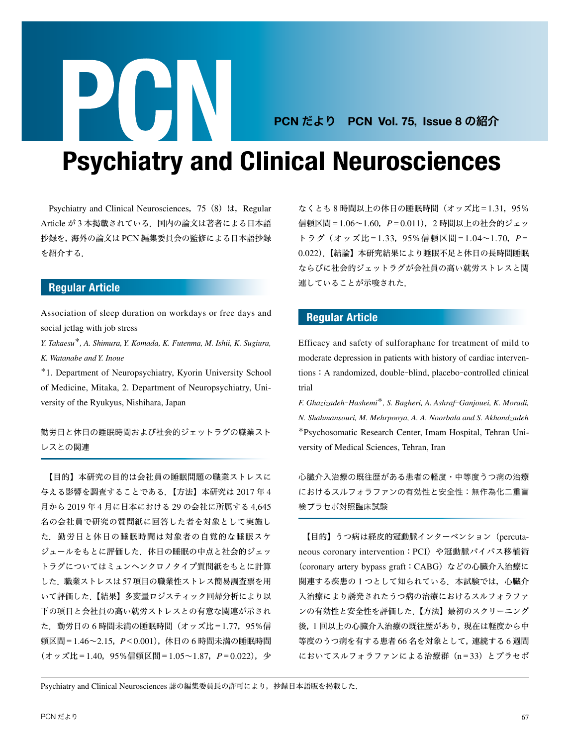# PCN

PCN だより　PCN Vol. 75, Issue 8 の紹介

# Psychiatry and Clinical Neurosciences

Psychiatry and Clinical Neurosciences，75（8）は，Regular Article が 3 本掲載されている．国内の論文は著者による日本語抄録を，海外の論文は PCN 編集委員会の監修による日本語抄録を紹介する．

## Regular Article

Association of sleep duration on workdays or free days and social jetlag with job stress

*Y. Takaesu\*, A. Shimura, Y. Komada, K. Futenma, M. Ishii, K. Sugiura, K. Watanabe and Y. Inoue*

\*1. Department of Neuropsychiatry, Kyorin University School of Medicine, Mitaka, 2. Department of Neuropsychiatry, University of the Ryukyus, Nishihara, Japan

勤労日と休日の睡眠時間および社会的ジェットラグの職業ストレスとの関連

【目的】本研究の目的は会社員の睡眠問題の職業ストレスに与える影響を調査することである．【方法】本研究は 2017 年 4 月から 2019 年 4 月に日本における 29 の会社に所属する 4,645 名の会社員で研究の質問紙に回答した者を対象として実施した．勤労日と休日の睡眠時間は対象者の自覚的な睡眠スケジュールをもとに評価した．休日の睡眠の中点と社会的ジェットラグについてはミュンヘンクロノタイプ質問紙をもとに計算した．職業ストレスは 57 項目の職業性ストレス簡易調査票を用いて評価した．【結果】多変量ロジスティック回帰分析により以下の項目と会社員の高い就労ストレスとの有意な関連が示された．勤労日の 6 時間未満の睡眠時間（オッズ比＝1.77，95％信頼区間＝1.46～2.15，$P<0.001$），休日の 6 時間未満の睡眠時間（オッズ比＝1.40，95％信頼区間＝1.05～1.87，$P=0.022$），少なくとも 8 時間以上の休日の睡眠時間（オッズ比＝1.31，95％信頼区間＝1.06～1.60，$P=0.011$），2 時間以上の社会的ジェットラグ（オッズ比＝1.33，95％信頼区間＝1.04～1.70，$P=0.022$）．【結論】本研究結果により睡眠不足と休日の長時間睡眠ならびに社会的ジェットラグが会社員の高い就労ストレスと関連していることが示唆された．

## Regular Article

Efficacy and safety of sulforaphane for treatment of mild to moderate depression in patients with history of cardiac interventions：A randomized, double-blind, placebo-controlled clinical trial

*F. Ghazizadeh-Hashemi\*, S. Bagheri, A. Ashraf-Ganjouei, K. Moradi, N. Shahmansouri, M. Mehrpooya, A. A. Noorbala and S. Akhondzadeh*

\*Psychosomatic Research Center, Imam Hospital, Tehran University of Medical Sciences, Tehran, Iran

心臓介入治療の既往歴がある患者の軽度・中等度うつ病の治療におけるスルフォラファンの有効性と安全性：無作為化二重盲検プラセボ対照臨床試験

【目的】うつ病は経皮的冠動脈インターベンション（percutaneous coronary intervention：PCI）や冠動脈バイパス移植術（coronary artery bypass graft：CABG）などの心臓介入治療に関連する疾患の 1 つとして知られている．本試験では，心臓介入治療により誘発されたうつ病の治療におけるスルフォラファンの有効性と安全性を評価した．【方法】最初のスクリーニング後，1 回以上の心臓介入治療の既往歴があり，現在は軽度から中等度のうつ病を有する患者 66 名を対象として，連続する 6 週間においてスルフォラファンによる治療群（n＝33）とプラセボ

Psychiatry and Clinical Neurosciences 誌の編集委員長の許可により，抄録日本語版を掲載した．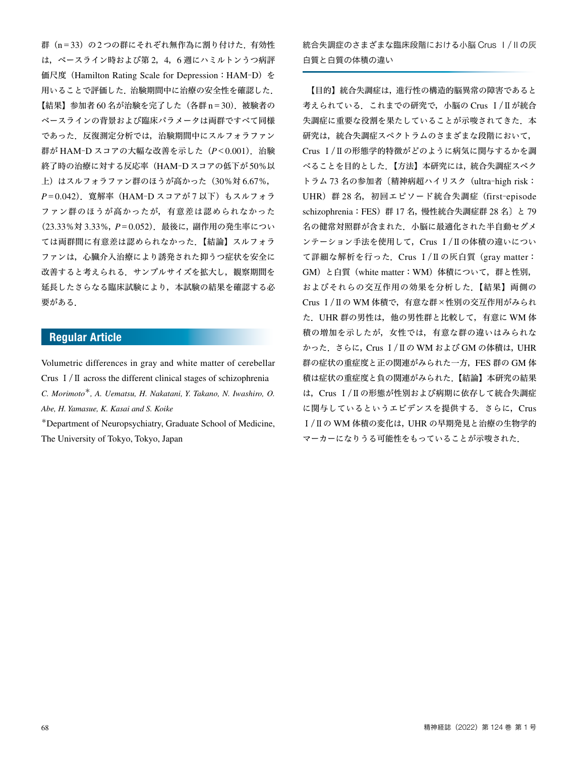群（n＝33）の2つの群にそれぞれ無作為に割り付けた．有効性は，ベースライン時および第2，4，6週にハミルトンうつ病評価尺度（Hamilton Rating Scale for Depression：HAM-D）を用いることで評価した．治験期間中に治療の安全性を確認した．【結果】参加者60名が治験を完了した（各群n＝30）．被験者のベースラインの背景および臨床パラメータは両群ですべて同様であった．反復測定分析では，治験期間中にスルフォラファン群がHAM-Dスコアの大幅な改善を示した（$P<0.001$）．治験終了時の治療に対する反応率（HAM-Dスコアの低下が50％以上）はスルフォラファン群のほうが高かった（30％対6.67％，$P=0.042$）．寛解率（HAM-Dスコアが7以下）もスルフォラファン群のほうが高かったが，有意差は認められなかった（23.33％対3.33％，$P=0.052$）．最後に，副作用の発生率については両群間に有意差は認められなかった．【結論】スルフォラファンは，心臓介入治療により誘発された抑うつ症状を安全に改善すると考えられる．サンプルサイズを拡大し，観察期間を延長したさらなる臨床試験により，本試験の結果を確認する必要がある．

## Regular Article

Volumetric differences in gray and white matter of cerebellar Crus Ⅰ/Ⅱ across the different clinical stages of schizophrenia

*C. Morimoto*, A. Uematsu, H. Nakatani, Y. Takano, N. Iwashiro, O. Abe, H. Yamasue, K. Kasai and S. Koike*

*Department of Neuropsychiatry, Graduate School of Medicine, The University of Tokyo, Tokyo, Japan

統合失調症のさまざまな臨床段階における小脳Crus Ⅰ/Ⅱの灰白質と白質の体積の違い

【目的】統合失調症は，進行性の構造的脳異常の障害であると考えられている．これまでの研究で，小脳のCrus Ⅰ/Ⅱが統合失調症に重要な役割を果たしていることが示唆されてきた．本研究は，統合失調症スペクトラムのさまざまな段階において，Crus Ⅰ/Ⅱの形態学的特徴がどのように病気に関与するかを調べることを目的とした．【方法】本研究には，統合失調症スペクトラム73名の参加者〔精神病超ハイリスク（ultra-high risk：UHR）群28名，初回エピソード統合失調症（first-episode schizophrenia：FES）群17名，慢性統合失調症群28名〕と79名の健常対照群が含まれた．小脳に最適化された半自動セグメンテーション手法を使用して，Crus Ⅰ/Ⅱの体積の違いについて詳細な解析を行った．Crus Ⅰ/Ⅱの灰白質（gray matter：GM）と白質（white matter：WM）体積について，群と性別，およびそれらの交互作用の効果を分析した．【結果】両側のCrus Ⅰ/ⅡのWM体積で，有意な群×性別の交互作用がみられた．UHR群の男性は，他の男性群と比較して，有意にWM体積の増加を示したが，女性では，有意な群の違いはみられなかった．さらに，Crus Ⅰ/ⅡのWMおよびGMの体積は，UHR群の症状の重症度と正の関連がみられた一方，FES群のGM体積は症状の重症度と負の関連がみられた．【結論】本研究の結果は，Crus Ⅰ/Ⅱの形態が性別および病期に依存して統合失調症に関与しているというエビデンスを提供する．さらに，Crus Ⅰ/ⅡのWM体積の変化は，UHRの早期発見と治療の生物学的マーカーになりうる可能性をもっていることが示唆された．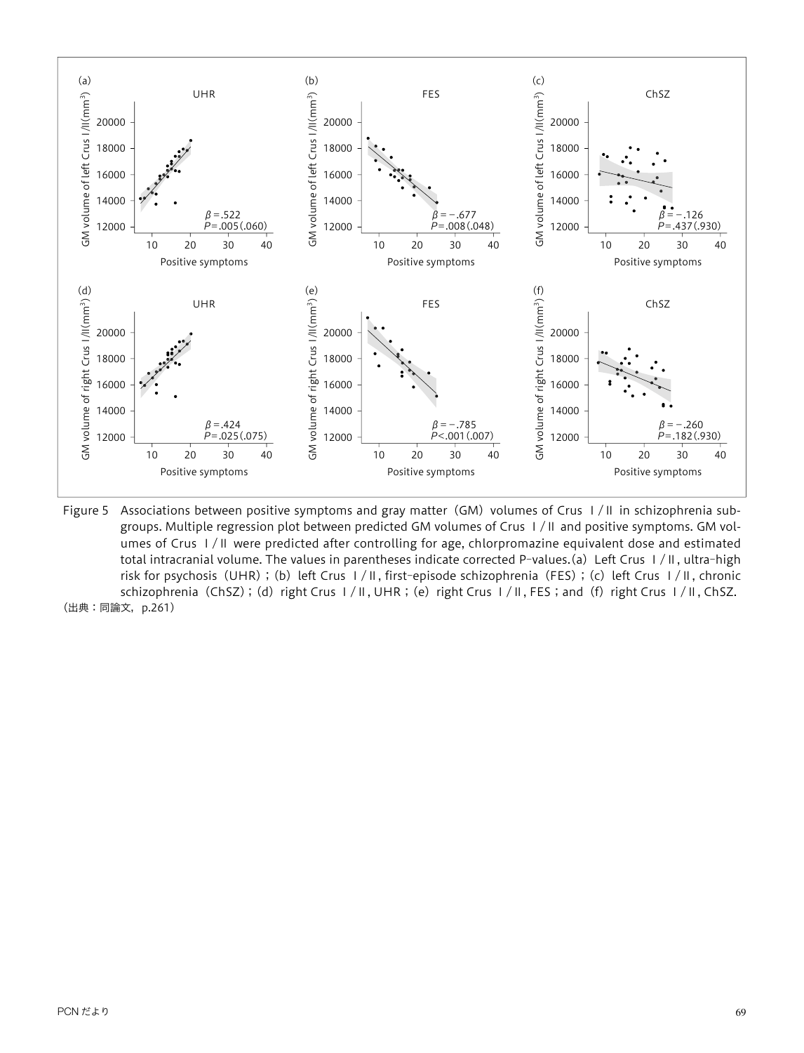(a)
UHR
GM volume of left Crus I/II(mm$^3$)
20000
18000
16000
14000
12000
$\beta$ = .522
$P$ = .005 (.060)
10 20 30 40
Positive symptoms

(b)
FES
GM volume of left Crus I/II(mm$^3$)
20000
18000
16000
14000
12000
$\beta$ = −.677
$P$ = .008 (.048)
10 20 30 40
Positive symptoms

(c)
ChSZ
GM volume of left Crus I/II(mm$^3$)
20000
18000
16000
14000
12000
$\beta$ = −.126
$P$ = .437 (.930)
10 20 30 40
Positive symptoms

(d)
UHR
GM volume of right Crus I/II(mm$^3$)
20000
18000
16000
14000
12000
$\beta$ = .424
$P$ = .025 (.075)
10 20 30 40
Positive symptoms

(e)
FES
GM volume of right Crus I/II(mm$^3$)
20000
18000
16000
14000
12000
$\beta$ = −.785
$P$ < .001 (.007)
10 20 30 40
Positive symptoms

(f)
ChSZ
GM volume of right Crus I/II(mm$^3$)
20000
18000
16000
14000
12000
$\beta$ = −.260
$P$ = .182 (.930)
10 20 30 40
Positive symptoms

Figure 5 Associations between positive symptoms and gray matter（GM）volumes of Crus Ⅰ/Ⅱ in schizophrenia subgroups. Multiple regression plot between predicted GM volumes of Crus Ⅰ/Ⅱ and positive symptoms. GM volumes of Crus Ⅰ/Ⅱ were predicted after controlling for age, chlorpromazine equivalent dose and estimated total intracranial volume. The values in parentheses indicate corrected P-values.（a）Left Crus Ⅰ/Ⅱ, ultra-high risk for psychosis（UHR）;（b）left Crus Ⅰ/Ⅱ, first-episode schizophrenia（FES）;（c）left Crus Ⅰ/Ⅱ, chronic schizophrenia（ChSZ）;（d）right Crus Ⅰ/Ⅱ, UHR;（e）right Crus Ⅰ/Ⅱ, FES; and（f）right Crus Ⅰ/Ⅱ, ChSZ.

（出典：同論文，p.261）